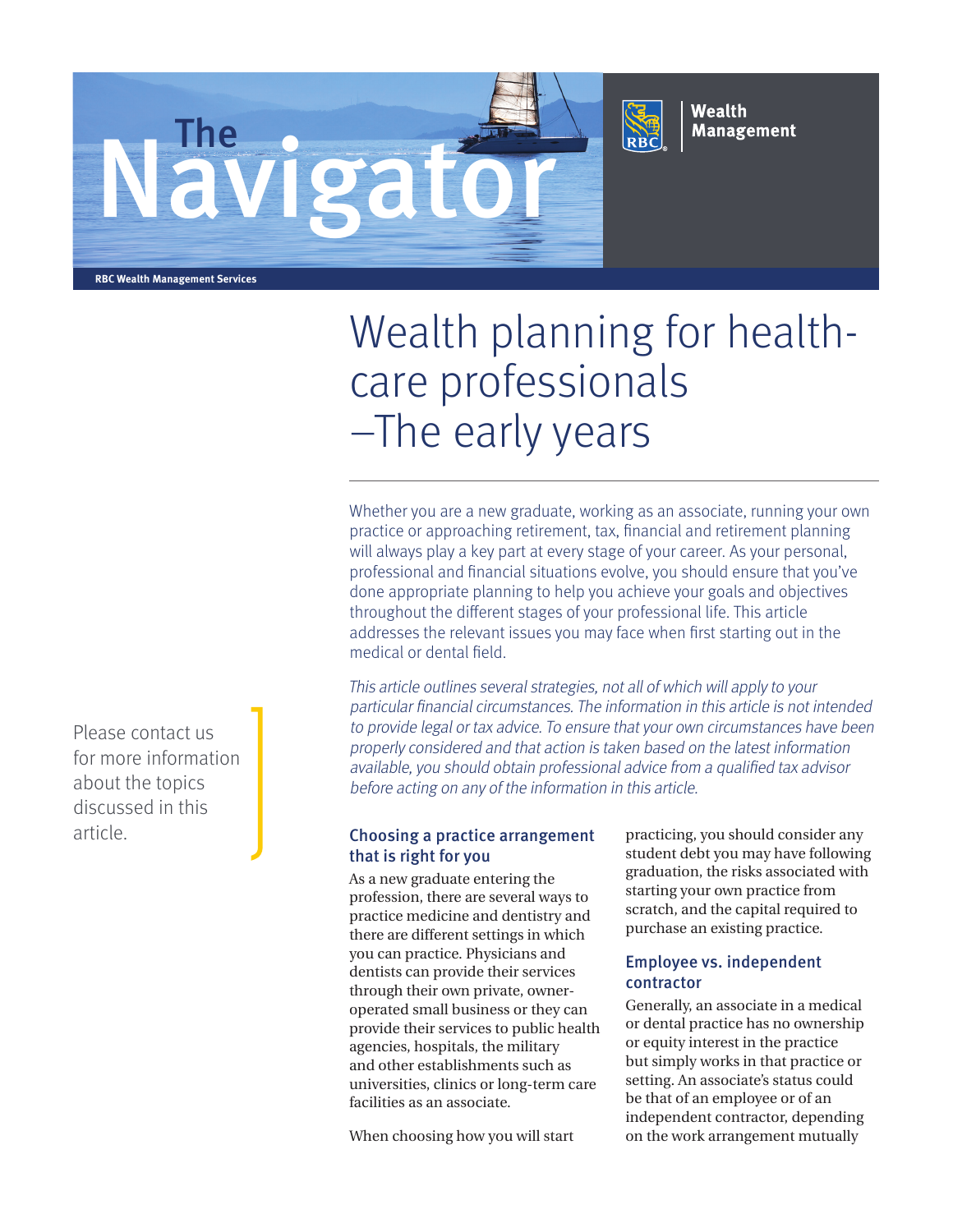The Navigator

RBC Wealth Management

RBC Wealth Management Services

# Wealth planning for health-care professionals –The early years

Whether you are a new graduate, working as an associate, running your own practice or approaching retirement, tax, financial and retirement planning will always play a key part at every stage of your career. As your personal, professional and financial situations evolve, you should ensure that you've done appropriate planning to help you achieve your goals and objectives throughout the different stages of your professional life. This article addresses the relevant issues you may face when first starting out in the medical or dental field.

*This article outlines several strategies, not all of which will apply to your particular financial circumstances. The information in this article is not intended to provide legal or tax advice. To ensure that your own circumstances have been properly considered and that action is taken based on the latest information available, you should obtain professional advice from a qualified tax advisor before acting on any of the information in this article.*

Please contact us for more information about the topics discussed in this article.

## Choosing a practice arrangement that is right for you

As a new graduate entering the profession, there are several ways to practice medicine and dentistry and there are different settings in which you can practice. Physicians and dentists can provide their services through their own private, owner-operated small business or they can provide their services to public health agencies, hospitals, the military and other establishments such as universities, clinics or long-term care facilities as an associate.

When choosing how you will start practicing, you should consider any student debt you may have following graduation, the risks associated with starting your own practice from scratch, and the capital required to purchase an existing practice.

## Employee vs. independent contractor

Generally, an associate in a medical or dental practice has no ownership or equity interest in the practice but simply works in that practice or setting. An associate's status could be that of an employee or of an independent contractor, depending on the work arrangement mutually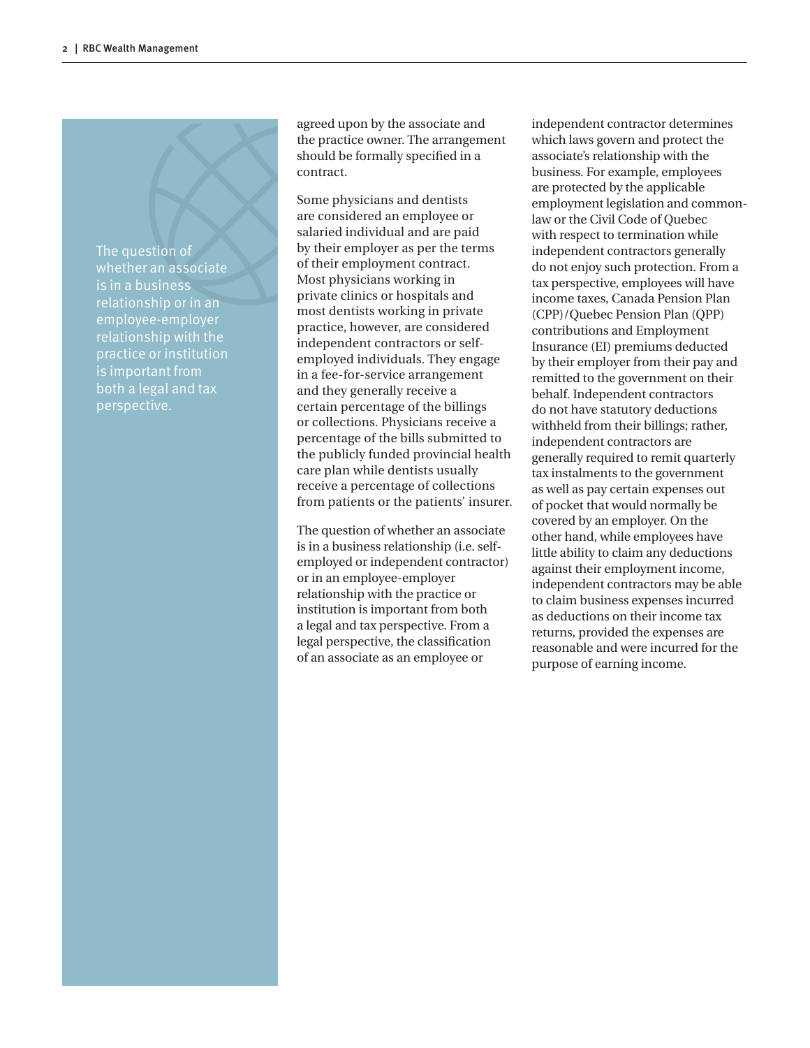> The question of whether an associate is in a business relationship or in an employee-employer relationship with the practice or institution is important from both a legal and tax perspective.

agreed upon by the associate and the practice owner. The arrangement should be formally specified in a contract.

Some physicians and dentists are considered an employee or salaried individual and are paid by their employer as per the terms of their employment contract. Most physicians working in private clinics or hospitals and most dentists working in private practice, however, are considered independent contractors or self-employed individuals. They engage in a fee-for-service arrangement and they generally receive a certain percentage of the billings or collections. Physicians receive a percentage of the bills submitted to the publicly funded provincial health care plan while dentists usually receive a percentage of collections from patients or the patients' insurer.

The question of whether an associate is in a business relationship (i.e. self-employed or independent contractor) or in an employee-employer relationship with the practice or institution is important from both a legal and tax perspective. From a legal perspective, the classification of an associate as an employee or independent contractor determines which laws govern and protect the associate's relationship with the business. For example, employees are protected by the applicable employment legislation and common-law or the Civil Code of Quebec with respect to termination while independent contractors generally do not enjoy such protection. From a tax perspective, employees will have income taxes, Canada Pension Plan (CPP)/Quebec Pension Plan (QPP) contributions and Employment Insurance (EI) premiums deducted by their employer from their pay and remitted to the government on their behalf. Independent contractors do not have statutory deductions withheld from their billings; rather, independent contractors are generally required to remit quarterly tax instalments to the government as well as pay certain expenses out of pocket that would normally be covered by an employer. On the other hand, while employees have little ability to claim any deductions against their employment income, independent contractors may be able to claim business expenses incurred as deductions on their income tax returns, provided the expenses are reasonable and were incurred for the purpose of earning income.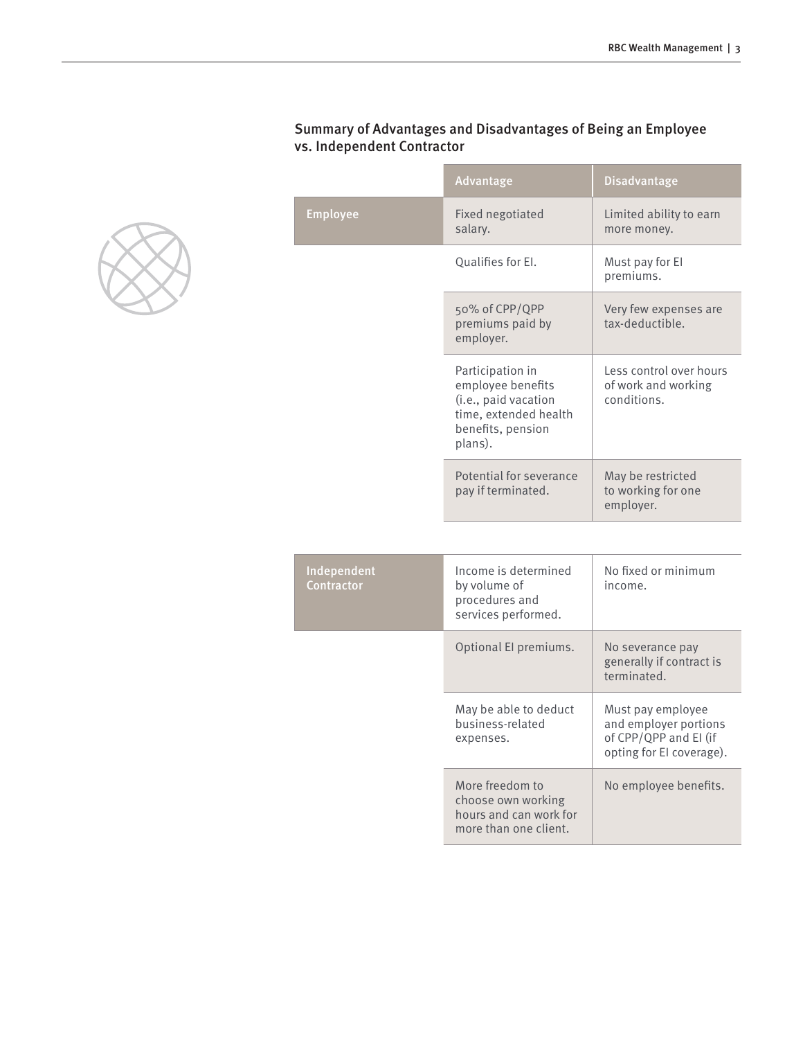## Summary of Advantages and Disadvantages of Being an Employee vs. Independent Contractor

| | Advantage | Disadvantage |
|---|---|---|
| Employee | Fixed negotiated salary. | Limited ability to earn more money. |
| | Qualifies for EI. | Must pay for EI premiums. |
| | 50% of CPP/QPP premiums paid by employer. | Very few expenses are tax-deductible. |
| | Participation in employee benefits (i.e., paid vacation time, extended health benefits, pension plans). | Less control over hours of work and working conditions. |
| | Potential for severance pay if terminated. | May be restricted to working for one employer. |
| Independent Contractor | Income is determined by volume of procedures and services performed. | No fixed or minimum income. |
| | Optional EI premiums. | No severance pay generally if contract is terminated. |
| | May be able to deduct business-related expenses. | Must pay employee and employer portions of CPP/QPP and EI (if opting for EI coverage). |
| | More freedom to choose own working hours and can work for more than one client. | No employee benefits. |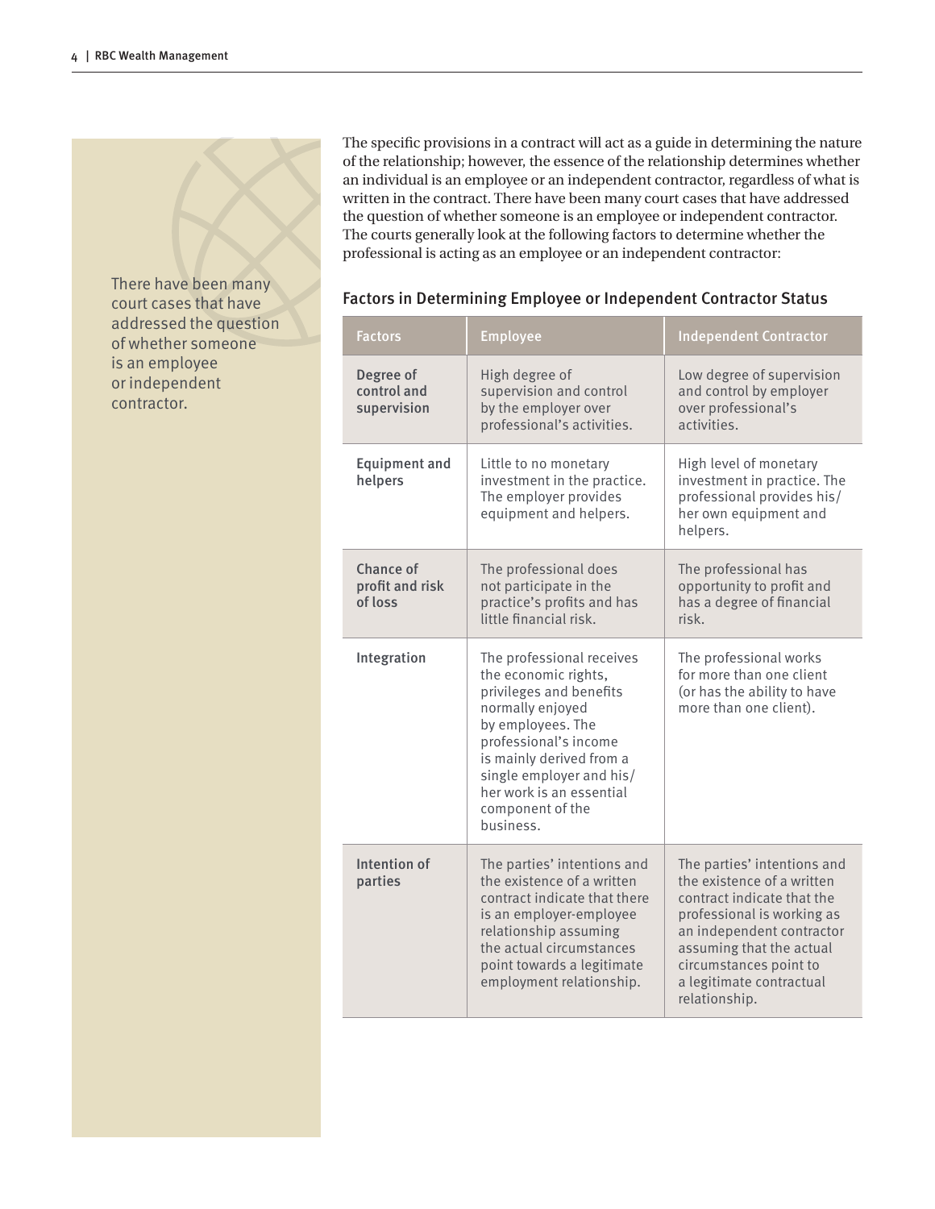There have been many court cases that have addressed the question of whether someone is an employee or independent contractor.

The specific provisions in a contract will act as a guide in determining the nature of the relationship; however, the essence of the relationship determines whether an individual is an employee or an independent contractor, regardless of what is written in the contract. There have been many court cases that have addressed the question of whether someone is an employee or independent contractor. The courts generally look at the following factors to determine whether the professional is acting as an employee or an independent contractor:

### Factors in Determining Employee or Independent Contractor Status

| Factors | Employee | Independent Contractor |
| --- | --- | --- |
| Degree of control and supervision | High degree of supervision and control by the employer over professional's activities. | Low degree of supervision and control by employer over professional's activities. |
| Equipment and helpers | Little to no monetary investment in the practice. The employer provides equipment and helpers. | High level of monetary investment in practice. The professional provides his/her own equipment and helpers. |
| Chance of profit and risk of loss | The professional does not participate in the practice's profits and has little financial risk. | The professional has opportunity to profit and has a degree of financial risk. |
| Integration | The professional receives the economic rights, privileges and benefits normally enjoyed by employees. The professional's income is mainly derived from a single employer and his/her work is an essential component of the business. | The professional works for more than one client (or has the ability to have more than one client). |
| Intention of parties | The parties' intentions and the existence of a written contract indicate that there is an employer-employee relationship assuming the actual circumstances point towards a legitimate employment relationship. | The parties' intentions and the existence of a written contract indicate that the professional is working as an independent contractor assuming that the actual circumstances point to a legitimate contractual relationship. |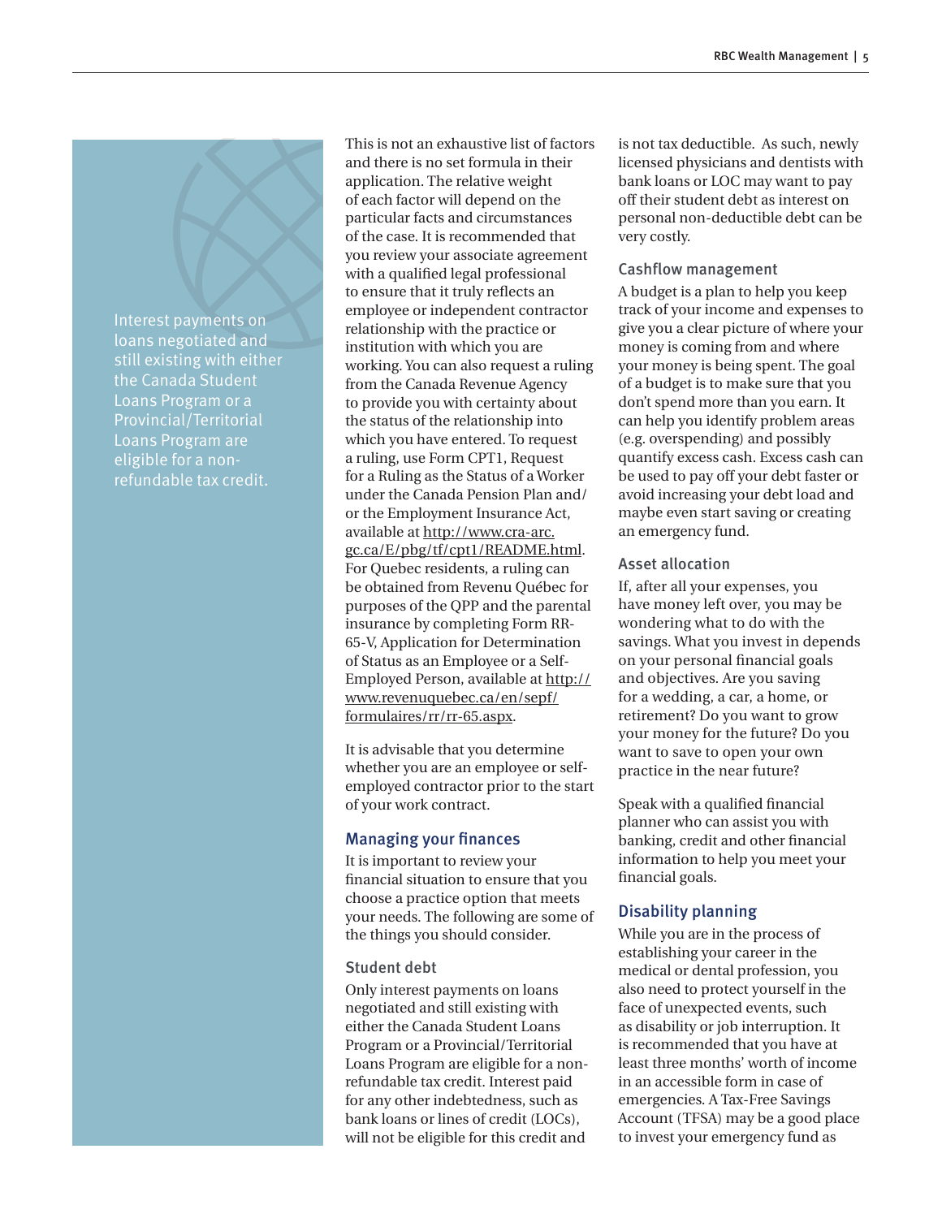> Interest payments on loans negotiated and still existing with either the Canada Student Loans Program or a Provincial/Territorial Loans Program are eligible for a non-refundable tax credit.

This is not an exhaustive list of factors and there is no set formula in their application. The relative weight of each factor will depend on the particular facts and circumstances of the case. It is recommended that you review your associate agreement with a qualified legal professional to ensure that it truly reflects an employee or independent contractor relationship with the practice or institution with which you are working. You can also request a ruling from the Canada Revenue Agency to provide you with certainty about the status of the relationship into which you have entered. To request a ruling, use Form CPT1, Request for a Ruling as the Status of a Worker under the Canada Pension Plan and/or the Employment Insurance Act, available at http://www.cra-arc.gc.ca/E/pbg/tf/cpt1/README.html. For Quebec residents, a ruling can be obtained from Revenu Québec for purposes of the QPP and the parental insurance by completing Form RR-65-V, Application for Determination of Status as an Employee or a Self-Employed Person, available at http://www.revenuquebec.ca/en/sepf/formulaires/rr/rr-65.aspx.

It is advisable that you determine whether you are an employee or self-employed contractor prior to the start of your work contract.

## Managing your finances

It is important to review your financial situation to ensure that you choose a practice option that meets your needs. The following are some of the things you should consider.

### Student debt

Only interest payments on loans negotiated and still existing with either the Canada Student Loans Program or a Provincial/Territorial Loans Program are eligible for a non-refundable tax credit. Interest paid for any other indebtedness, such as bank loans or lines of credit (LOCs), will not be eligible for this credit and is not tax deductible. As such, newly licensed physicians and dentists with bank loans or LOC may want to pay off their student debt as interest on personal non-deductible debt can be very costly.

### Cashflow management

A budget is a plan to help you keep track of your income and expenses to give you a clear picture of where your money is coming from and where your money is being spent. The goal of a budget is to make sure that you don't spend more than you earn. It can help you identify problem areas (e.g. overspending) and possibly quantify excess cash. Excess cash can be used to pay off your debt faster or avoid increasing your debt load and maybe even start saving or creating an emergency fund.

### Asset allocation

If, after all your expenses, you have money left over, you may be wondering what to do with the savings. What you invest in depends on your personal financial goals and objectives. Are you saving for a wedding, a car, a home, or retirement? Do you want to grow your money for the future? Do you want to save to open your own practice in the near future?

Speak with a qualified financial planner who can assist you with banking, credit and other financial information to help you meet your financial goals.

## Disability planning

While you are in the process of establishing your career in the medical or dental profession, you also need to protect yourself in the face of unexpected events, such as disability or job interruption. It is recommended that you have at least three months' worth of income in an accessible form in case of emergencies. A Tax-Free Savings Account (TFSA) may be a good place to invest your emergency fund as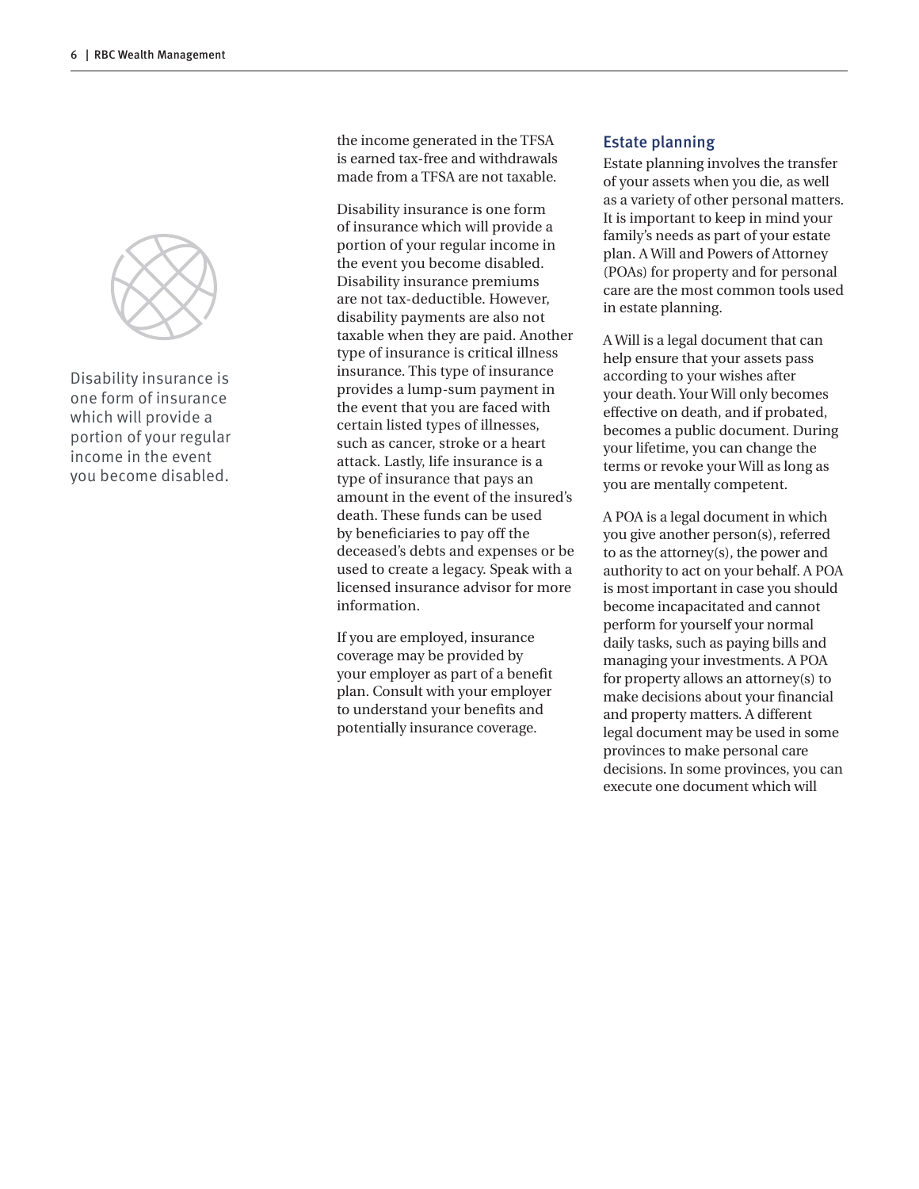the income generated in the TFSA is earned tax-free and withdrawals made from a TFSA are not taxable.

Disability insurance is one form of insurance which will provide a portion of your regular income in the event you become disabled. Disability insurance premiums are not tax-deductible. However, disability payments are also not taxable when they are paid. Another type of insurance is critical illness insurance. This type of insurance provides a lump-sum payment in the event that you are faced with certain listed types of illnesses, such as cancer, stroke or a heart attack. Lastly, life insurance is a type of insurance that pays an amount in the event of the insured's death. These funds can be used by beneficiaries to pay off the deceased's debts and expenses or be used to create a legacy. Speak with a licensed insurance advisor for more information.

If you are employed, insurance coverage may be provided by your employer as part of a benefit plan. Consult with your employer to understand your benefits and potentially insurance coverage.

Disability insurance is one form of insurance which will provide a portion of your regular income in the event you become disabled.

## Estate planning

Estate planning involves the transfer of your assets when you die, as well as a variety of other personal matters. It is important to keep in mind your family's needs as part of your estate plan. A Will and Powers of Attorney (POAs) for property and for personal care are the most common tools used in estate planning.

A Will is a legal document that can help ensure that your assets pass according to your wishes after your death. Your Will only becomes effective on death, and if probated, becomes a public document. During your lifetime, you can change the terms or revoke your Will as long as you are mentally competent.

A POA is a legal document in which you give another person(s), referred to as the attorney(s), the power and authority to act on your behalf. A POA is most important in case you should become incapacitated and cannot perform for yourself your normal daily tasks, such as paying bills and managing your investments. A POA for property allows an attorney(s) to make decisions about your financial and property matters. A different legal document may be used in some provinces to make personal care decisions. In some provinces, you can execute one document which will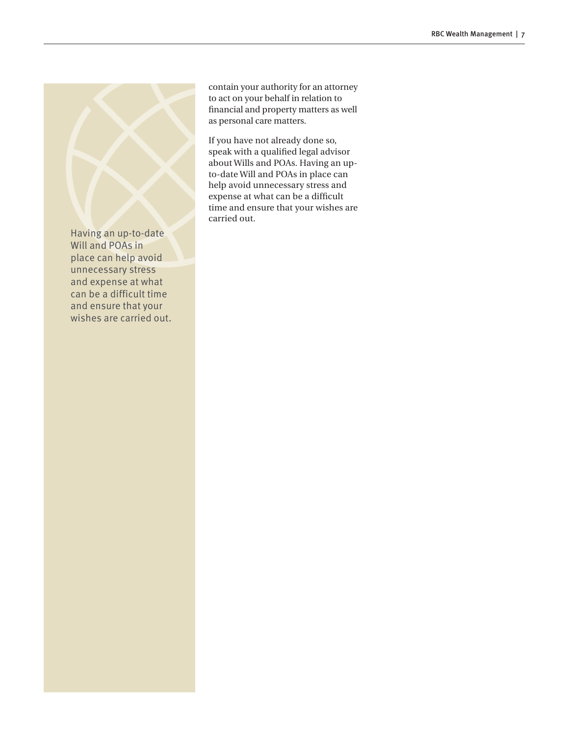contain your authority for an attorney to act on your behalf in relation to financial and property matters as well as personal care matters.

If you have not already done so, speak with a qualified legal advisor about Wills and POAs. Having an up-to-date Will and POAs in place can help avoid unnecessary stress and expense at what can be a difficult time and ensure that your wishes are carried out.

> Having an up-to-date Will and POAs in place can help avoid unnecessary stress and expense at what can be a difficult time and ensure that your wishes are carried out.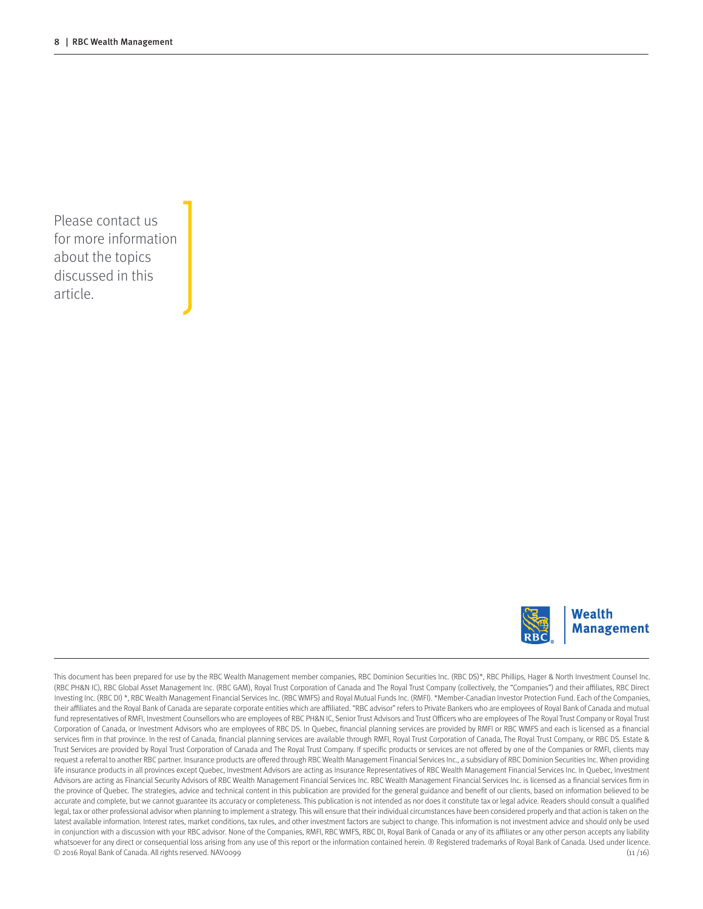Please contact us for more information about the topics discussed in this article.

Wealth Management

This document has been prepared for use by the RBC Wealth Management member companies, RBC Dominion Securities Inc. (RBC DS)*, RBC Phillips, Hager & North Investment Counsel Inc. (RBC PH&N IC), RBC Global Asset Management Inc. (RBC GAM), Royal Trust Corporation of Canada and The Royal Trust Company (collectively, the "Companies") and their affiliates, RBC Direct Investing Inc. (RBC DI) *, RBC Wealth Management Financial Services Inc. (RBC WMFS) and Royal Mutual Funds Inc. (RMFI). *Member-Canadian Investor Protection Fund. Each of the Companies, their affiliates and the Royal Bank of Canada are separate corporate entities which are affiliated. "RBC advisor" refers to Private Bankers who are employees of Royal Bank of Canada and mutual fund representatives of RMFI, Investment Counsellors who are employees of RBC PH&N IC, Senior Trust Advisors and Trust Officers who are employees of The Royal Trust Company or Royal Trust Corporation of Canada, or Investment Advisors who are employees of RBC DS. In Quebec, financial planning services are provided by RMFI or RBC WMFS and each is licensed as a financial services firm in that province. In the rest of Canada, financial planning services are available through RMFI, Royal Trust Corporation of Canada, The Royal Trust Company, or RBC DS. Estate & Trust Services are provided by Royal Trust Corporation of Canada and The Royal Trust Company. If specific products or services are not offered by one of the Companies or RMFI, clients may request a referral to another RBC partner. Insurance products are offered through RBC Wealth Management Financial Services Inc., a subsidiary of RBC Dominion Securities Inc. When providing life insurance products in all provinces except Quebec, Investment Advisors are acting as Insurance Representatives of RBC Wealth Management Financial Services Inc. In Quebec, Investment Advisors are acting as Financial Security Advisors of RBC Wealth Management Financial Services Inc. RBC Wealth Management Financial Services Inc. is licensed as a financial services firm in the province of Quebec. The strategies, advice and technical content in this publication are provided for the general guidance and benefit of our clients, based on information believed to be accurate and complete, but we cannot guarantee its accuracy or completeness. This publication is not intended as nor does it constitute tax or legal advice. Readers should consult a qualified legal, tax or other professional advisor when planning to implement a strategy. This will ensure that their individual circumstances have been considered properly and that action is taken on the latest available information. Interest rates, market conditions, tax rules, and other investment factors are subject to change. This information is not investment advice and should only be used in conjunction with a discussion with your RBC advisor. None of the Companies, RMFI, RBC WMFS, RBC DI, Royal Bank of Canada or any of its affiliates or any other person accepts any liability whatsoever for any direct or consequential loss arising from any use of this report or the information contained herein. ® Registered trademarks of Royal Bank of Canada. Used under licence. © 2016 Royal Bank of Canada. All rights reserved. NAV0099 (11 /16)